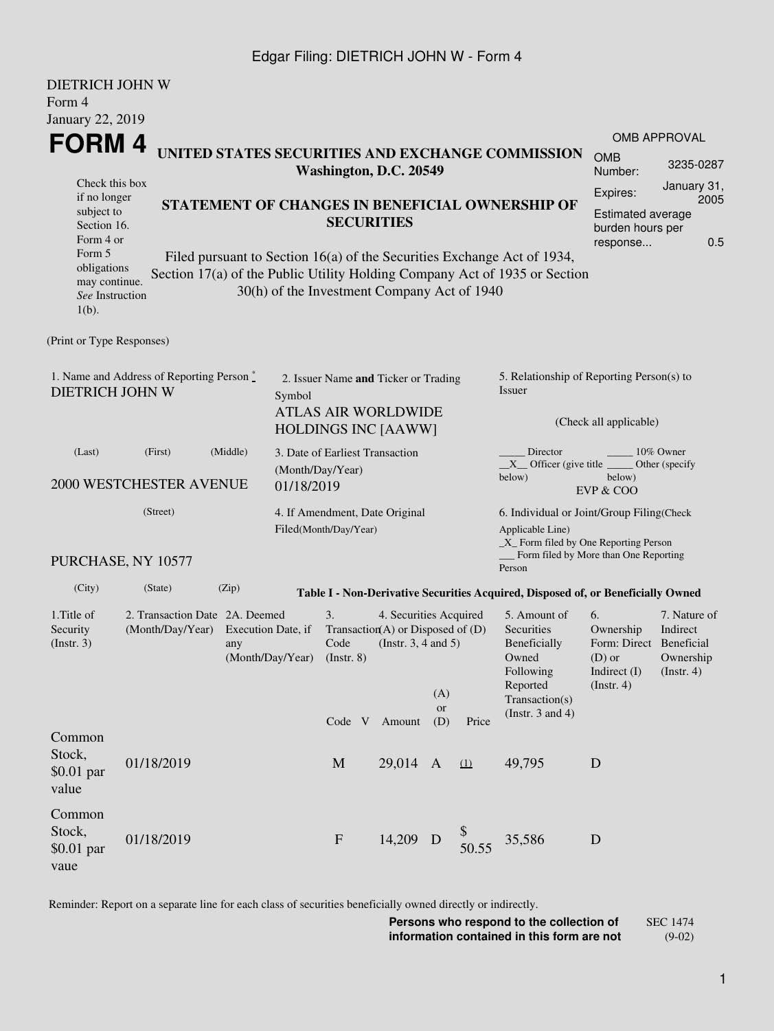DIETRICH JOHN W
Form 4
January 22, 2019

# FORM 4

Check this box if no longer subject to Section 16. Form 4 or Form 5 obligations may continue. *See* Instruction 1(b).

## UNITED STATES SECURITIES AND EXCHANGE COMMISSION
**Washington, D.C. 20549**

## STATEMENT OF CHANGES IN BENEFICIAL OWNERSHIP OF SECURITIES

Filed pursuant to Section 16(a) of the Securities Exchange Act of 1934, Section 17(a) of the Public Utility Holding Company Act of 1935 or Section 30(h) of the Investment Company Act of 1940

| OMB APPROVAL | |
|---|---|
| OMB Number: | 3235-0287 |
| Expires: | January 31, 2005 |
| Estimated average burden hours per response... | 0.5 |

(Print or Type Responses)

1. Name and Address of Reporting Person *
DIETRICH JOHN W

(Last) (First) (Middle)

2000 WESTCHESTER AVENUE

(Street)

PURCHASE, NY 10577

(City) (State) (Zip)

2. Issuer Name **and** Ticker or Trading Symbol
ATLAS AIR WORLDWIDE HOLDINGS INC [AAWW]

3. Date of Earliest Transaction (Month/Day/Year)
01/18/2019

4. If Amendment, Date Original Filed(Month/Day/Year)

5. Relationship of Reporting Person(s) to Issuer

(Check all applicable)

_____ Director _____ 10% Owner
__X__ Officer (give title below) _____ Other (specify below)
EVP & COO

6. Individual or Joint/Group Filing(Check Applicable Line)
_X_ Form filed by One Reporting Person
___ Form filed by More than One Reporting Person

**Table I - Non-Derivative Securities Acquired, Disposed of, or Beneficially Owned**

| 1.Title of Security (Instr. 3) | 2. Transaction Date (Month/Day/Year) | 2A. Deemed Execution Date, if any (Month/Day/Year) | 3. Transaction Code (Instr. 8) | | 4. Securities Acquired (A) or Disposed of (D) (Instr. 3, 4 and 5) | | | 5. Amount of Securities Beneficially Owned Following Reported Transaction(s) (Instr. 3 and 4) | 6. Ownership Form: Direct (D) or Indirect (I) (Instr. 4) | 7. Nature of Indirect Beneficial Ownership (Instr. 4) |
|---|---|---|---|---|---|---|---|---|---|---|
| | | | Code | V | Amount | (A) or (D) | Price | | | |
| Common Stock, $0.01 par value | 01/18/2019 | | M | | 29,014 | A | (1) | 49,795 | D | |
| Common Stock, $0.01 par vaue | 01/18/2019 | | F | | 14,209 | D | $ 50.55 | 35,586 | D | |

Reminder: Report on a separate line for each class of securities beneficially owned directly or indirectly.

**Persons who respond to the collection of information contained in this form are not**

SEC 1474 (9-02)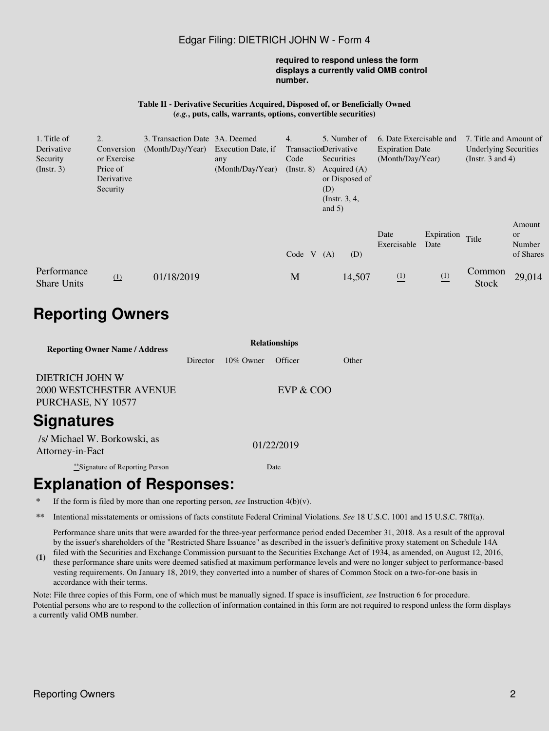required to respond unless the form displays a currently valid OMB control number.

**Table II - Derivative Securities Acquired, Disposed of, or Beneficially Owned**
**(*e.g.*, puts, calls, warrants, options, convertible securities)**

| 1. Title of Derivative Security (Instr. 3) | 2. Conversion or Exercise Price of Derivative Security | 3. Transaction Date (Month/Day/Year) | 3A. Deemed Execution Date, if any (Month/Day/Year) | 4. Transaction Code (Instr. 8) | | 5. Number of Derivative Securities Acquired (A) or Disposed of (D) (Instr. 3, 4, and 5) | | 6. Date Exercisable and Expiration Date (Month/Day/Year) | | 7. Title and Amount of Underlying Securities (Instr. 3 and 4) | |
|---|---|---|---|---|---|---|---|---|---|---|---|
| | | | | Code | V | (A) | (D) | Date Exercisable | Expiration Date | Title | Amount or Number of Shares |
| Performance Share Units | (1) | 01/18/2019 | | M | | | 14,507 | (1) | (1) | Common Stock | 29,014 |

# Reporting Owners

| Reporting Owner Name / Address | Relationships | | | |
|---|---|---|---|---|
| | Director | 10% Owner | Officer | Other |
| DIETRICH JOHN W<br>2000 WESTCHESTER AVENUE<br>PURCHASE, NY 10577 | | | EVP & COO | |

# Signatures

| | |
|---|---|
| /s/ Michael W. Borkowski, as Attorney-in-Fact | 01/22/2019 |
| **Signature of Reporting Person | Date |

# Explanation of Responses:

\* If the form is filed by more than one reporting person, *see* Instruction 4(b)(v).

** Intentional misstatements or omissions of facts constitute Federal Criminal Violations. *See* 18 U.S.C. 1001 and 15 U.S.C. 78ff(a).

**(1)** Performance share units that were awarded for the three-year performance period ended December 31, 2018. As a result of the approval by the issuer's shareholders of the "Restricted Share Issuance" as described in the issuer's definitive proxy statement on Schedule 14A filed with the Securities and Exchange Commission pursuant to the Securities Exchange Act of 1934, as amended, on August 12, 2016, these performance share units were deemed satisfied at maximum performance levels and were no longer subject to performance-based vesting requirements. On January 18, 2019, they converted into a number of shares of Common Stock on a two-for-one basis in accordance with their terms.

Note: File three copies of this Form, one of which must be manually signed. If space is insufficient, *see* Instruction 6 for procedure.
Potential persons who are to respond to the collection of information contained in this form are not required to respond unless the form displays a currently valid OMB number.